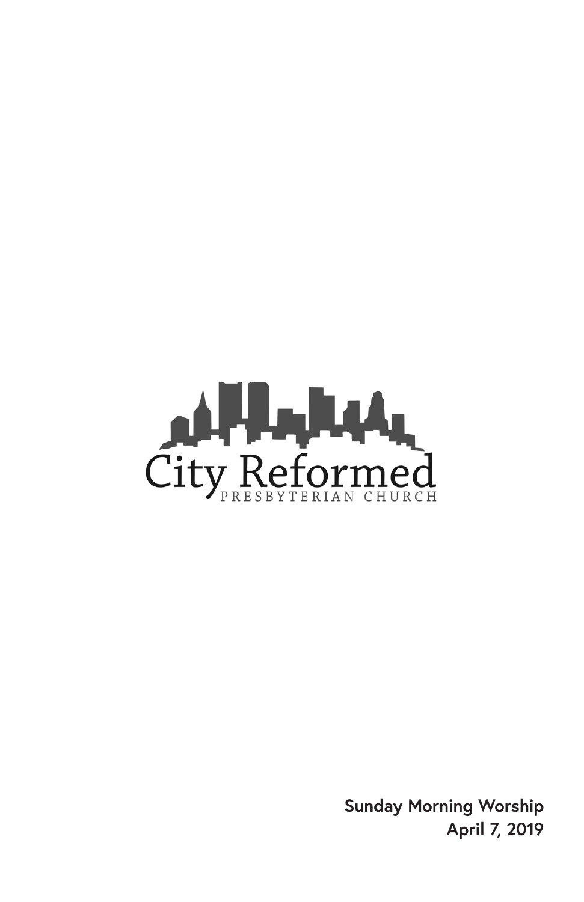# City Reformed

PRESBYTERIAN CHURCH

**Sunday Morning Worship**
**April 7, 2019**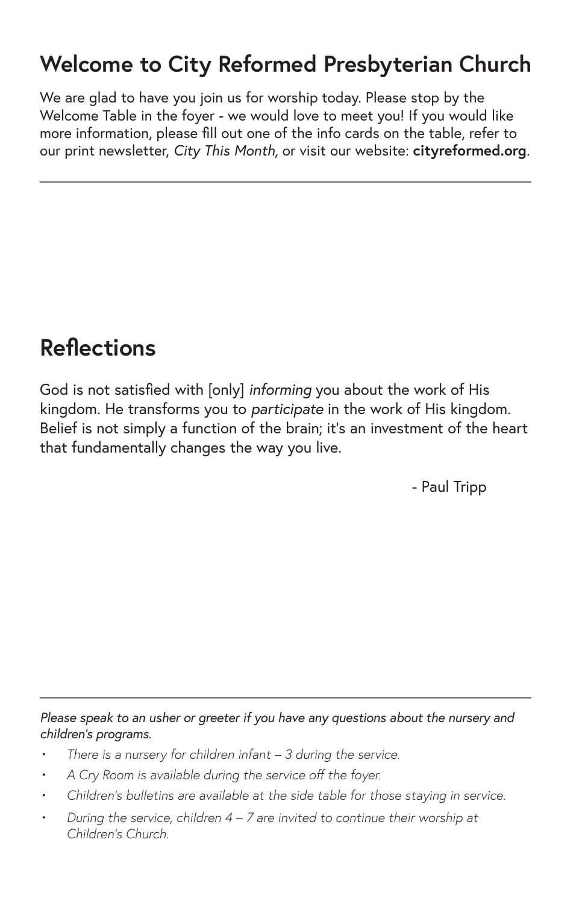## Welcome to City Reformed Presbyterian Church

We are glad to have you join us for worship today. Please stop by the Welcome Table in the foyer - we would love to meet you! If you would like more information, please fill out one of the info cards on the table, refer to our print newsletter, *City This Month*, or visit our website: **cityreformed.org**.

---

## Reflections

God is not satisfied with [only] *informing* you about the work of His kingdom. He transforms you to *participate* in the work of His kingdom. Belief is not simply a function of the brain; it's an investment of the heart that fundamentally changes the way you live.

- Paul Tripp

---

*Please speak to an usher or greeter if you have any questions about the nursery and children's programs.*

- *There is a nursery for children infant – 3 during the service.*
- *A Cry Room is available during the service off the foyer.*
- *Children's bulletins are available at the side table for those staying in service.*
- *During the service, children 4 – 7 are invited to continue their worship at Children's Church.*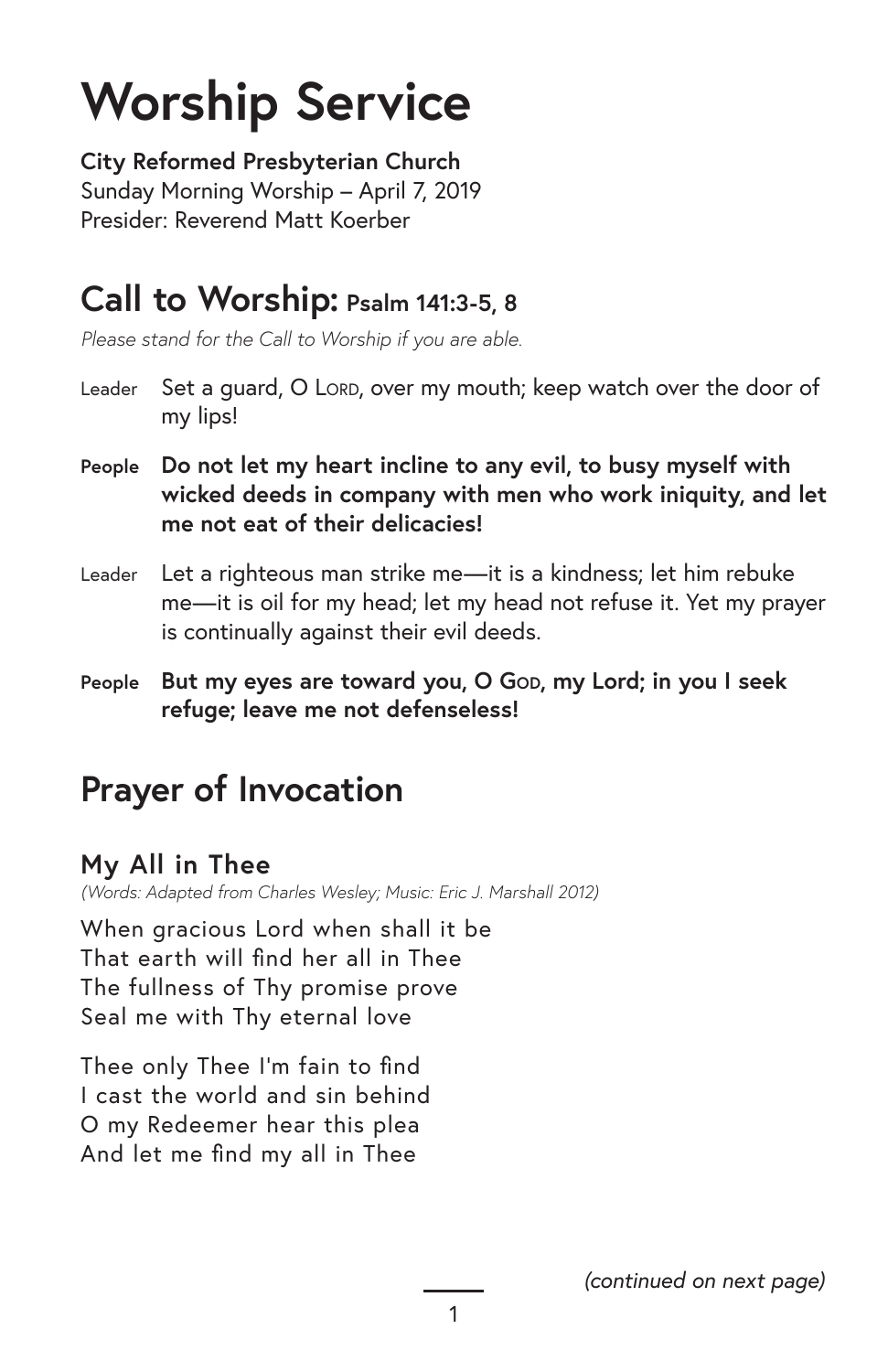# Worship Service

**City Reformed Presbyterian Church**
Sunday Morning Worship – April 7, 2019
Presider: Reverend Matt Koerber

## Call to Worship: Psalm 141:3-5, 8

*Please stand for the Call to Worship if you are able.*

Leader Set a guard, O LORD, over my mouth; keep watch over the door of my lips!

**People Do not let my heart incline to any evil, to busy myself with wicked deeds in company with men who work iniquity, and let me not eat of their delicacies!**

Leader Let a righteous man strike me—it is a kindness; let him rebuke me—it is oil for my head; let my head not refuse it. Yet my prayer is continually against their evil deeds.

**People But my eyes are toward you, O GOD, my Lord; in you I seek refuge; leave me not defenseless!**

## Prayer of Invocation

### My All in Thee

*(Words: Adapted from Charles Wesley; Music: Eric J. Marshall 2012)*

When gracious Lord when shall it be
That earth will find her all in Thee
The fullness of Thy promise prove
Seal me with Thy eternal love

Thee only Thee I'm fain to find
I cast the world and sin behind
O my Redeemer hear this plea
And let me find my all in Thee

*(continued on next page)*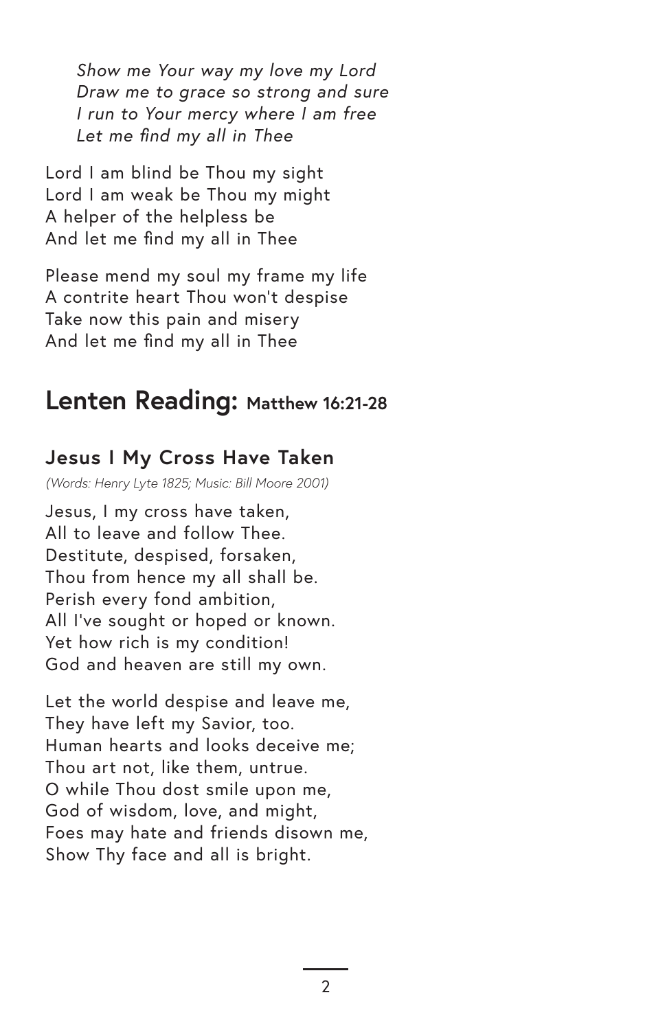*Show me Your way my love my Lord*
*Draw me to grace so strong and sure*
*I run to Your mercy where I am free*
*Let me find my all in Thee*

Lord I am blind be Thou my sight
Lord I am weak be Thou my might
A helper of the helpless be
And let me find my all in Thee

Please mend my soul my frame my life
A contrite heart Thou won't despise
Take now this pain and misery
And let me find my all in Thee

## Lenten Reading: Matthew 16:21-28

### Jesus I My Cross Have Taken

*(Words: Henry Lyte 1825; Music: Bill Moore 2001)*

Jesus, I my cross have taken,
All to leave and follow Thee.
Destitute, despised, forsaken,
Thou from hence my all shall be.
Perish every fond ambition,
All I've sought or hoped or known.
Yet how rich is my condition!
God and heaven are still my own.

Let the world despise and leave me,
They have left my Savior, too.
Human hearts and looks deceive me;
Thou art not, like them, untrue.
O while Thou dost smile upon me,
God of wisdom, love, and might,
Foes may hate and friends disown me,
Show Thy face and all is bright.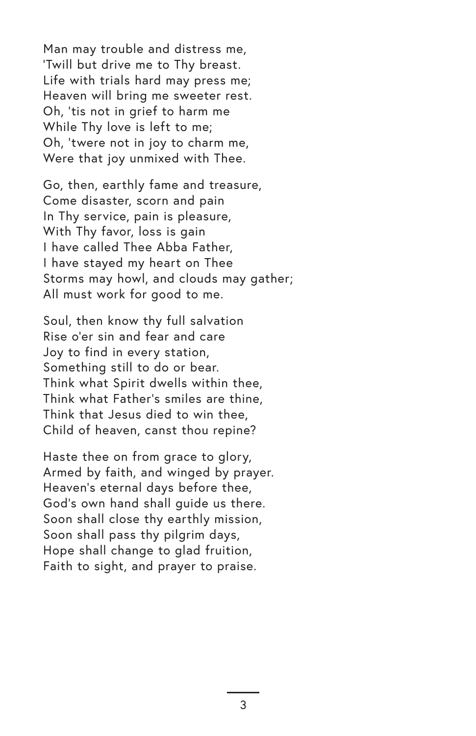Man may trouble and distress me,  
'Twill but drive me to Thy breast.  
Life with trials hard may press me;  
Heaven will bring me sweeter rest.  
Oh, 'tis not in grief to harm me  
While Thy love is left to me;  
Oh, 'twere not in joy to charm me,  
Were that joy unmixed with Thee.

Go, then, earthly fame and treasure,  
Come disaster, scorn and pain  
In Thy service, pain is pleasure,  
With Thy favor, loss is gain  
I have called Thee Abba Father,  
I have stayed my heart on Thee  
Storms may howl, and clouds may gather;  
All must work for good to me.

Soul, then know thy full salvation  
Rise o'er sin and fear and care  
Joy to find in every station,  
Something still to do or bear.  
Think what Spirit dwells within thee,  
Think what Father's smiles are thine,  
Think that Jesus died to win thee,  
Child of heaven, canst thou repine?

Haste thee on from grace to glory,  
Armed by faith, and winged by prayer.  
Heaven's eternal days before thee,  
God's own hand shall guide us there.  
Soon shall close thy earthly mission,  
Soon shall pass thy pilgrim days,  
Hope shall change to glad fruition,  
Faith to sight, and prayer to praise.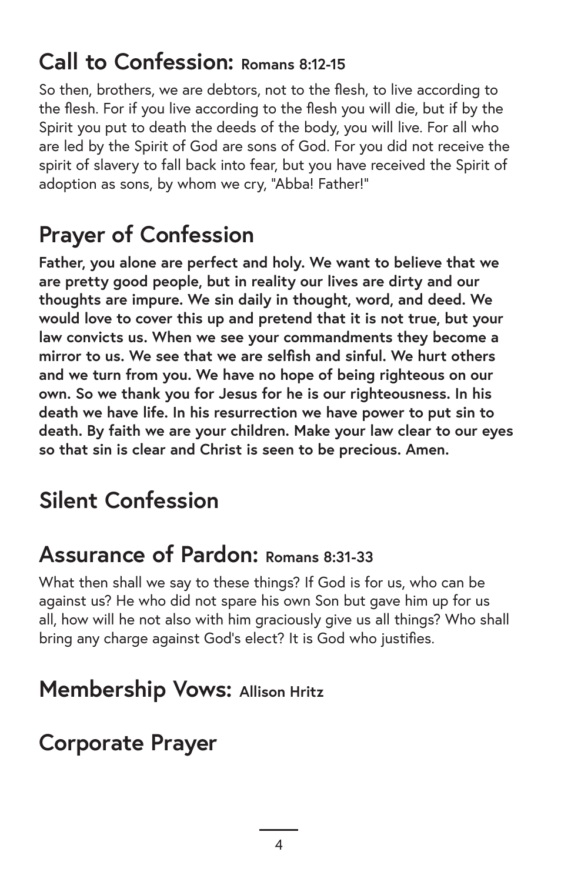## Call to Confession: Romans 8:12-15

So then, brothers, we are debtors, not to the flesh, to live according to the flesh. For if you live according to the flesh you will die, but if by the Spirit you put to death the deeds of the body, you will live. For all who are led by the Spirit of God are sons of God. For you did not receive the spirit of slavery to fall back into fear, but you have received the Spirit of adoption as sons, by whom we cry, "Abba! Father!"

## Prayer of Confession

**Father, you alone are perfect and holy. We want to believe that we are pretty good people, but in reality our lives are dirty and our thoughts are impure. We sin daily in thought, word, and deed. We would love to cover this up and pretend that it is not true, but your law convicts us. When we see your commandments they become a mirror to us. We see that we are selfish and sinful. We hurt others and we turn from you. We have no hope of being righteous on our own. So we thank you for Jesus for he is our righteousness. In his death we have life. In his resurrection we have power to put sin to death. By faith we are your children. Make your law clear to our eyes so that sin is clear and Christ is seen to be precious. Amen.**

## Silent Confession

## Assurance of Pardon: Romans 8:31-33

What then shall we say to these things? If God is for us, who can be against us? He who did not spare his own Son but gave him up for us all, how will he not also with him graciously give us all things? Who shall bring any charge against God's elect? It is God who justifies.

## Membership Vows: Allison Hritz

## Corporate Prayer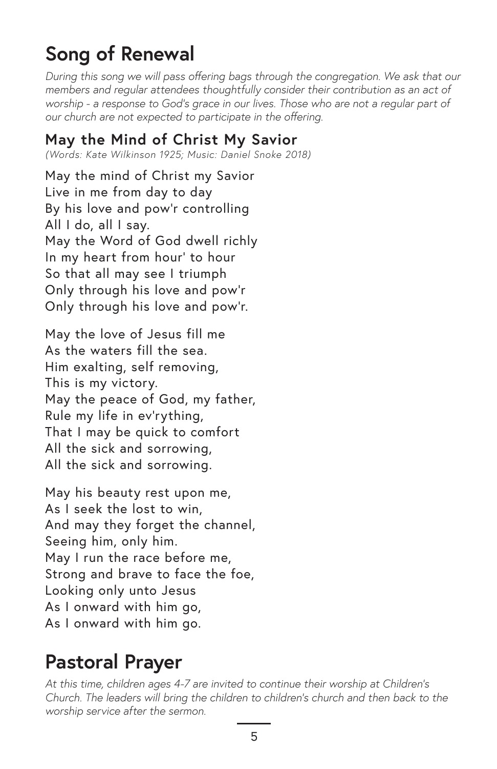# Song of Renewal

*During this song we will pass offering bags through the congregation. We ask that our members and regular attendees thoughtfully consider their contribution as an act of worship - a response to God's grace in our lives. Those who are not a regular part of our church are not expected to participate in the offering.*

## May the Mind of Christ My Savior

*(Words: Kate Wilkinson 1925; Music: Daniel Snoke 2018)*

May the mind of Christ my Savior  
Live in me from day to day  
By his love and pow'r controlling  
All I do, all I say.  
May the Word of God dwell richly  
In my heart from hour' to hour  
So that all may see I triumph  
Only through his love and pow'r  
Only through his love and pow'r.

May the love of Jesus fill me  
As the waters fill the sea.  
Him exalting, self removing,  
This is my victory.  
May the peace of God, my father,  
Rule my life in ev'rything,  
That I may be quick to comfort  
All the sick and sorrowing,  
All the sick and sorrowing.

May his beauty rest upon me,  
As I seek the lost to win,  
And may they forget the channel,  
Seeing him, only him.  
May I run the race before me,  
Strong and brave to face the foe,  
Looking only unto Jesus  
As I onward with him go,  
As I onward with him go.

# Pastoral Prayer

*At this time, children ages 4-7 are invited to continue their worship at Children's Church. The leaders will bring the children to children's church and then back to the worship service after the sermon.*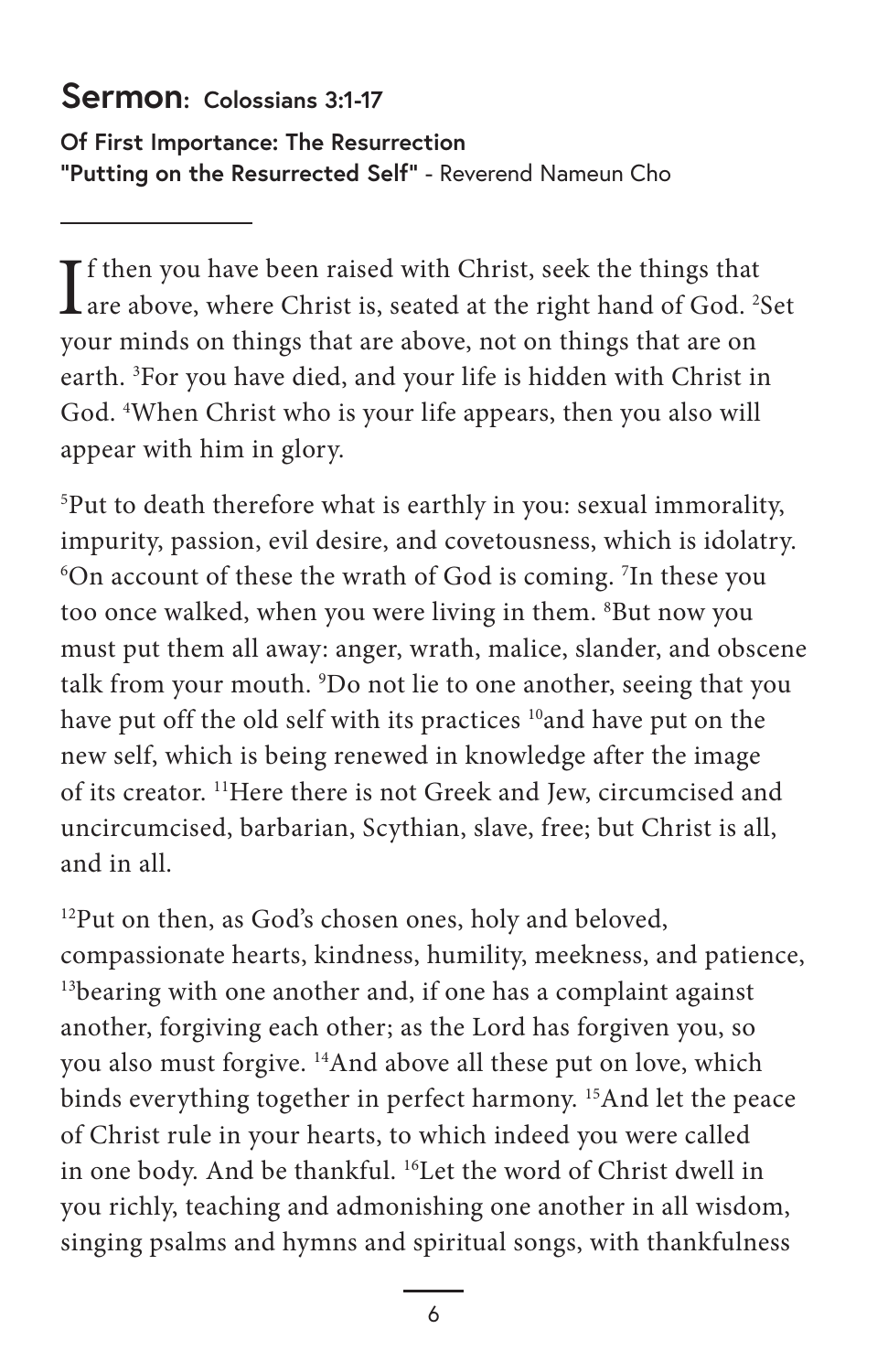## Sermon: Colossians 3:1-17

**Of First Importance: The Resurrection**
**"Putting on the Resurrected Self"** - Reverend Nameun Cho

---

If then you have been raised with Christ, seek the things that are above, where Christ is, seated at the right hand of God. [2]Set your minds on things that are above, not on things that are on earth. [3]For you have died, and your life is hidden with Christ in God. [4]When Christ who is your life appears, then you also will appear with him in glory.

[5]Put to death therefore what is earthly in you: sexual immorality, impurity, passion, evil desire, and covetousness, which is idolatry. [6]On account of these the wrath of God is coming. [7]In these you too once walked, when you were living in them. [8]But now you must put them all away: anger, wrath, malice, slander, and obscene talk from your mouth. [9]Do not lie to one another, seeing that you have put off the old self with its practices [10]and have put on the new self, which is being renewed in knowledge after the image of its creator. [11]Here there is not Greek and Jew, circumcised and uncircumcised, barbarian, Scythian, slave, free; but Christ is all, and in all.

[12]Put on then, as God's chosen ones, holy and beloved, compassionate hearts, kindness, humility, meekness, and patience, [13]bearing with one another and, if one has a complaint against another, forgiving each other; as the Lord has forgiven you, so you also must forgive. [14]And above all these put on love, which binds everything together in perfect harmony. [15]And let the peace of Christ rule in your hearts, to which indeed you were called in one body. And be thankful. [16]Let the word of Christ dwell in you richly, teaching and admonishing one another in all wisdom, singing psalms and hymns and spiritual songs, with thankfulness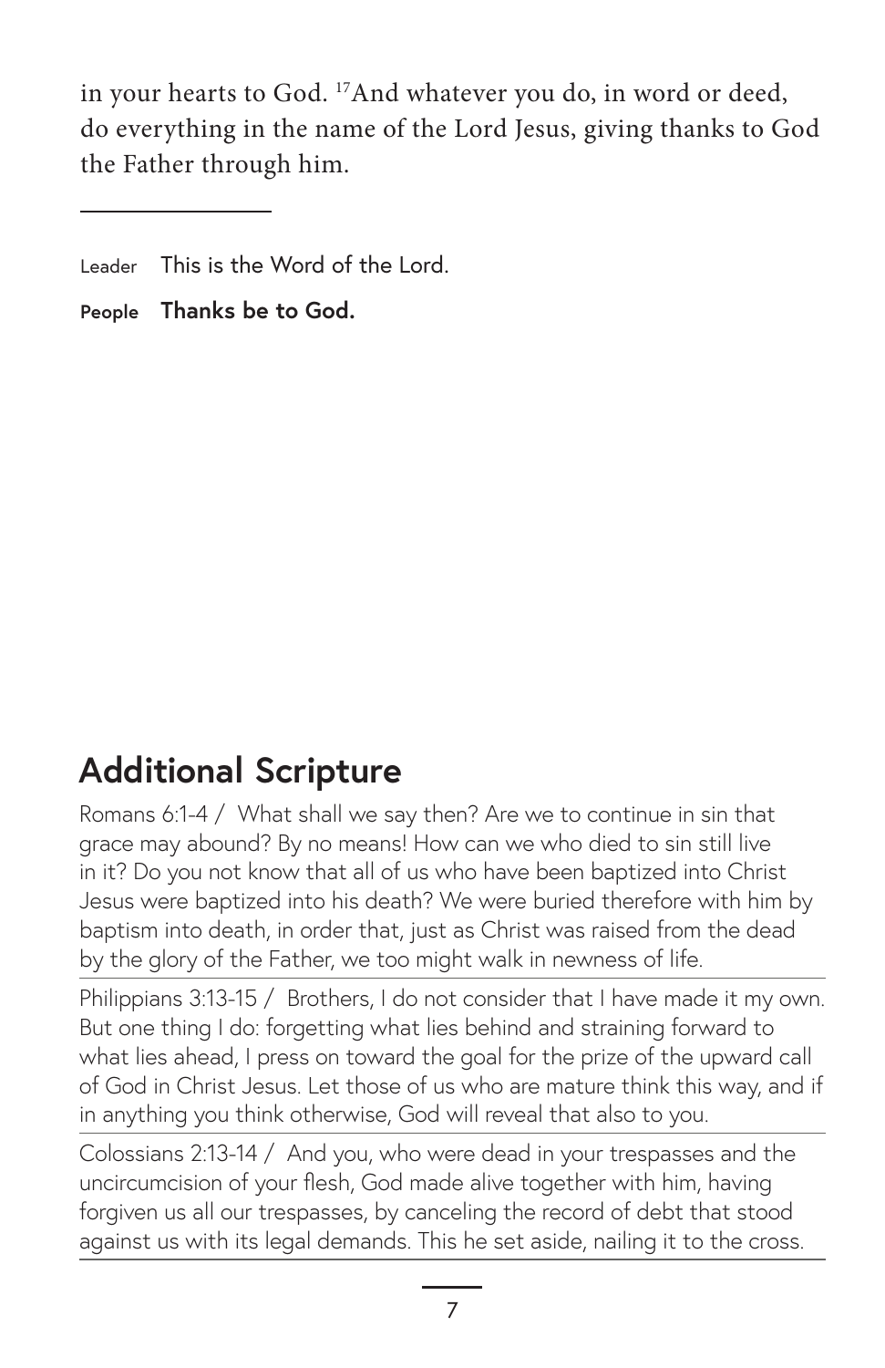in your hearts to God. [17]And whatever you do, in word or deed, do everything in the name of the Lord Jesus, giving thanks to God the Father through him.

---

Leader This is the Word of the Lord.

**People Thanks be to God.**

## Additional Scripture

Romans 6:1-4 / What shall we say then? Are we to continue in sin that grace may abound? By no means! How can we who died to sin still live in it? Do you not know that all of us who have been baptized into Christ Jesus were baptized into his death? We were buried therefore with him by baptism into death, in order that, just as Christ was raised from the dead by the glory of the Father, we too might walk in newness of life.

Philippians 3:13-15 / Brothers, I do not consider that I have made it my own. But one thing I do: forgetting what lies behind and straining forward to what lies ahead, I press on toward the goal for the prize of the upward call of God in Christ Jesus. Let those of us who are mature think this way, and if in anything you think otherwise, God will reveal that also to you.

Colossians 2:13-14 / And you, who were dead in your trespasses and the uncircumcision of your flesh, God made alive together with him, having forgiven us all our trespasses, by canceling the record of debt that stood against us with its legal demands. This he set aside, nailing it to the cross.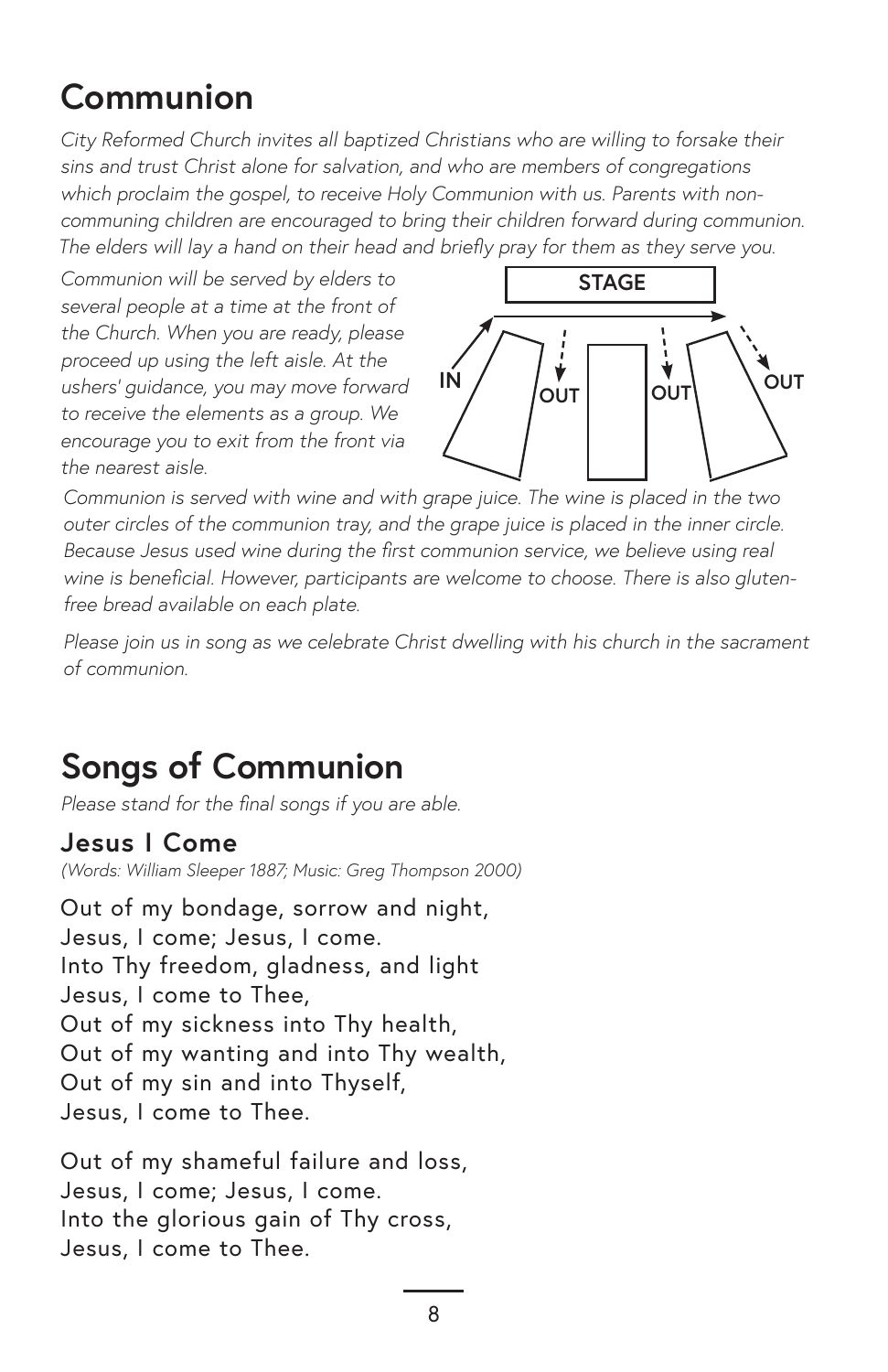# Communion

*City Reformed Church invites all baptized Christians who are willing to forsake their sins and trust Christ alone for salvation, and who are members of congregations which proclaim the gospel, to receive Holy Communion with us. Parents with non-communing children are encouraged to bring their children forward during communion. The elders will lay a hand on their head and briefly pray for them as they serve you.*

*Communion will be served by elders to several people at a time at the front of the Church. When you are ready, please proceed up using the left aisle. At the ushers' guidance, you may move forward to receive the elements as a group. We encourage you to exit from the front via the nearest aisle.*

STAGE

IN

OUT

OUT

OUT

*Communion is served with wine and with grape juice. The wine is placed in the two outer circles of the communion tray, and the grape juice is placed in the inner circle. Because Jesus used wine during the first communion service, we believe using real wine is beneficial. However, participants are welcome to choose. There is also gluten-free bread available on each plate.*

*Please join us in song as we celebrate Christ dwelling with his church in the sacrament of communion.*

# Songs of Communion

*Please stand for the final songs if you are able.*

## Jesus I Come

*(Words: William Sleeper 1887; Music: Greg Thompson 2000)*

Out of my bondage, sorrow and night,
Jesus, I come; Jesus, I come.
Into Thy freedom, gladness, and light
Jesus, I come to Thee,
Out of my sickness into Thy health,
Out of my wanting and into Thy wealth,
Out of my sin and into Thyself,
Jesus, I come to Thee.

Out of my shameful failure and loss,
Jesus, I come; Jesus, I come.
Into the glorious gain of Thy cross,
Jesus, I come to Thee.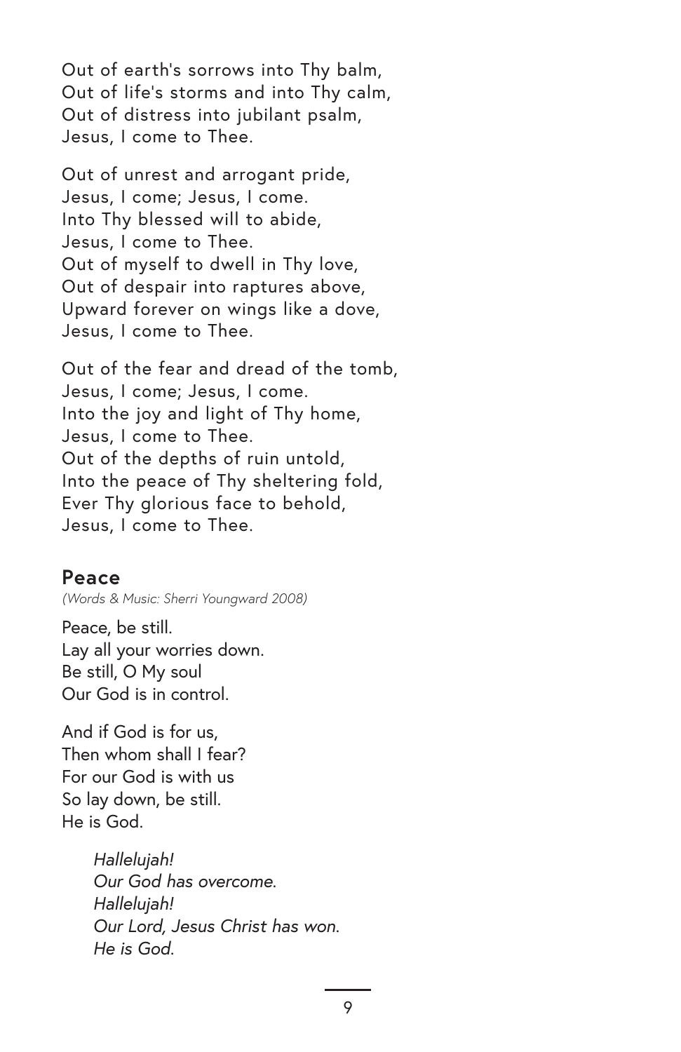Out of earth's sorrows into Thy balm,
Out of life's storms and into Thy calm,
Out of distress into jubilant psalm,
Jesus, I come to Thee.

Out of unrest and arrogant pride,
Jesus, I come; Jesus, I come.
Into Thy blessed will to abide,
Jesus, I come to Thee.
Out of myself to dwell in Thy love,
Out of despair into raptures above,
Upward forever on wings like a dove,
Jesus, I come to Thee.

Out of the fear and dread of the tomb,
Jesus, I come; Jesus, I come.
Into the joy and light of Thy home,
Jesus, I come to Thee.
Out of the depths of ruin untold,
Into the peace of Thy sheltering fold,
Ever Thy glorious face to behold,
Jesus, I come to Thee.

## Peace

*(Words & Music: Sherri Youngward 2008)*

Peace, be still.
Lay all your worries down.
Be still, O My soul
Our God is in control.

And if God is for us,
Then whom shall I fear?
For our God is with us
So lay down, be still.
He is God.

*Hallelujah!*
*Our God has overcome.*
*Hallelujah!*
*Our Lord, Jesus Christ has won.*
*He is God.*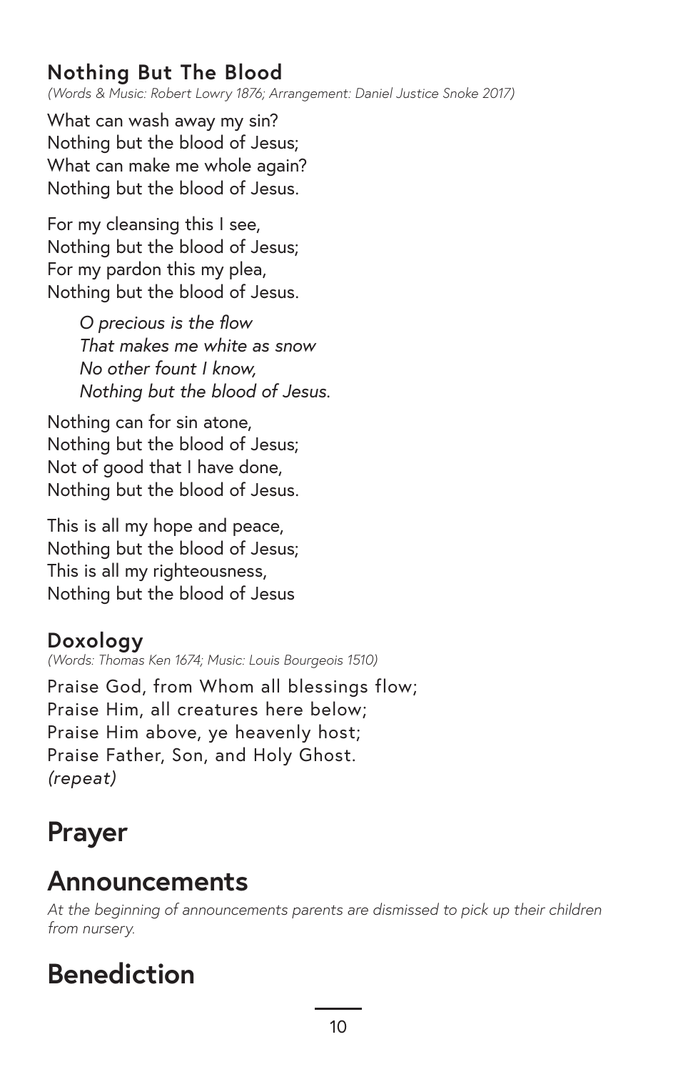### Nothing But The Blood

*(Words & Music: Robert Lowry 1876; Arrangement: Daniel Justice Snoke 2017)*

What can wash away my sin?
Nothing but the blood of Jesus;
What can make me whole again?
Nothing but the blood of Jesus.

For my cleansing this I see,
Nothing but the blood of Jesus;
For my pardon this my plea,
Nothing but the blood of Jesus.

> *O precious is the flow*
> *That makes me white as snow*
> *No other fount I know,*
> *Nothing but the blood of Jesus.*

Nothing can for sin atone,
Nothing but the blood of Jesus;
Not of good that I have done,
Nothing but the blood of Jesus.

This is all my hope and peace,
Nothing but the blood of Jesus;
This is all my righteousness,
Nothing but the blood of Jesus

### Doxology

*(Words: Thomas Ken 1674; Music: Louis Bourgeois 1510)*

Praise God, from Whom all blessings flow;
Praise Him, all creatures here below;
Praise Him above, ye heavenly host;
Praise Father, Son, and Holy Ghost.
*(repeat)*

## Prayer

## Announcements

*At the beginning of announcements parents are dismissed to pick up their children from nursery.*

## Benediction